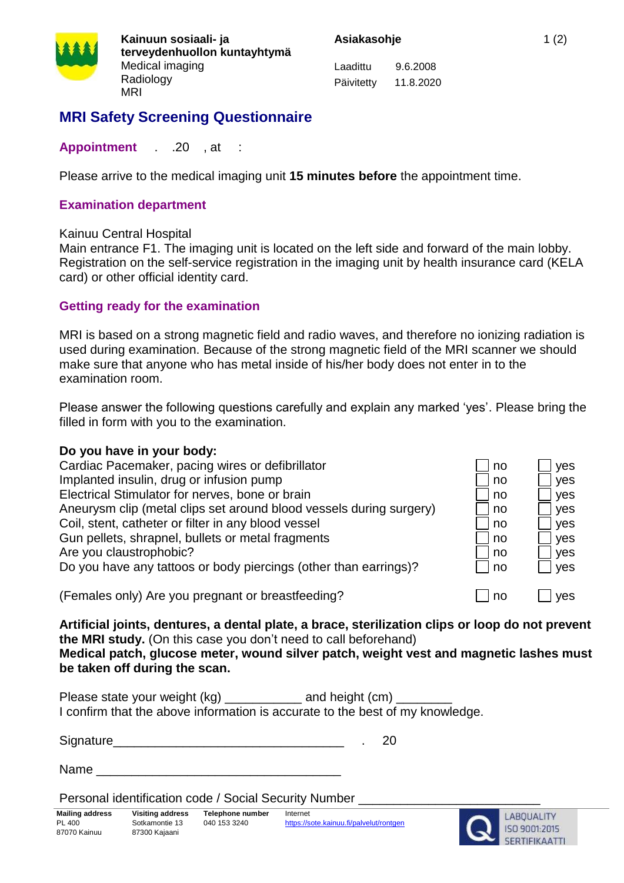Kainuun sosiaali- ja terveydenhuollon kuntayhtymä
Medical imaging
Radiology
MRI

**Asiakasohje**

Laadittu 9.6.2008
Päivitetty 11.8.2020

# MRI Safety Screening Questionnaire

**Appointment** . .20 , at :

Please arrive to the medical imaging unit **15 minutes before** the appointment time.

## Examination department

Kainuu Central Hospital
Main entrance F1. The imaging unit is located on the left side and forward of the main lobby. Registration on the self-service registration in the imaging unit by health insurance card (KELA card) or other official identity card.

## Getting ready for the examination

MRI is based on a strong magnetic field and radio waves, and therefore no ionizing radiation is used during examination. Because of the strong magnetic field of the MRI scanner we should make sure that anyone who has metal inside of his/her body does not enter in to the examination room.

Please answer the following questions carefully and explain any marked 'yes'. Please bring the filled in form with you to the examination.

**Do you have in your body:**

| | | |
|---|---|---|
| Cardiac Pacemaker, pacing wires or defibrillator | ☐ no | ☐ yes |
| Implanted insulin, drug or infusion pump | ☐ no | ☐ yes |
| Electrical Stimulator for nerves, bone or brain | ☐ no | ☐ yes |
| Aneurysm clip (metal clips set around blood vessels during surgery) | ☐ no | ☐ yes |
| Coil, stent, catheter or filter in any blood vessel | ☐ no | ☐ yes |
| Gun pellets, shrapnel, bullets or metal fragments | ☐ no | ☐ yes |
| Are you claustrophobic? | ☐ no | ☐ yes |
| Do you have any tattoos or body piercings (other than earrings)? | ☐ no | ☐ yes |
| (Females only) Are you pregnant or breastfeeding? | ☐ no | ☐ yes |

**Artificial joints, dentures, a dental plate, a brace, sterilization clips or loop do not prevent the MRI study.** (On this case you don't need to call beforehand)
**Medical patch, glucose meter, wound silver patch, weight vest and magnetic lashes must be taken off during the scan.**

Please state your weight (kg) ___________ and height (cm) ________
I confirm that the above information is accurate to the best of my knowledge.

Signature________________________________ . 20

Name __________________________________

Personal identification code / Social Security Number _________________________

| Mailing address | Visiting address | Telephone number | Internet |
|---|---|---|---|
| PL 400<br>87070 Kainuu | Sotkamontie 13<br>87300 Kajaani | 040 153 3240 | https://sote.kainuu.fi/palvelut/rontgen |

LABQUALITY ISO 9001:2015 SERTIFIKAATTI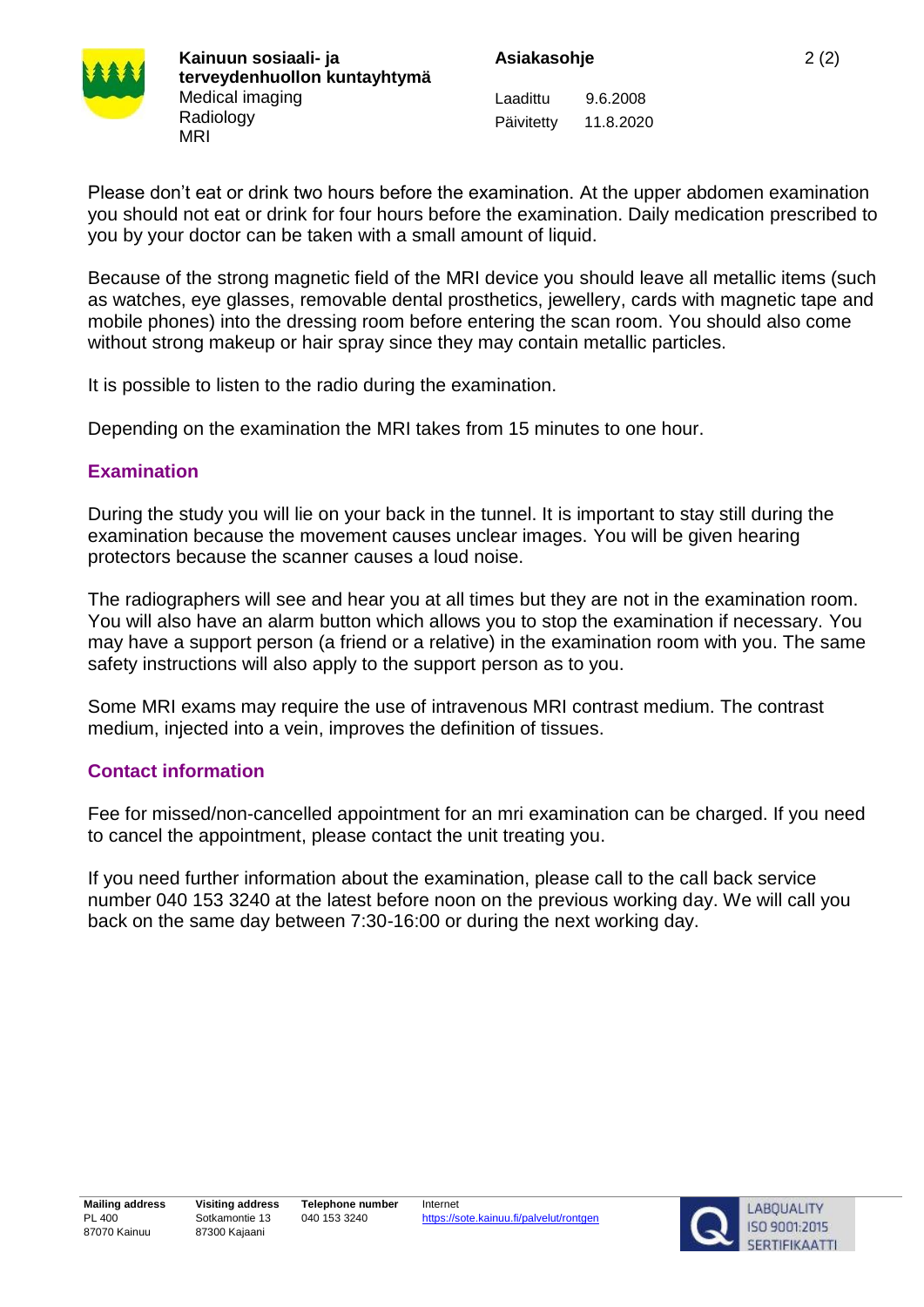Please don't eat or drink two hours before the examination. At the upper abdomen examination you should not eat or drink for four hours before the examination. Daily medication prescribed to you by your doctor can be taken with a small amount of liquid.

Because of the strong magnetic field of the MRI device you should leave all metallic items (such as watches, eye glasses, removable dental prosthetics, jewellery, cards with magnetic tape and mobile phones) into the dressing room before entering the scan room. You should also come without strong makeup or hair spray since they may contain metallic particles.

It is possible to listen to the radio during the examination.

Depending on the examination the MRI takes from 15 minutes to one hour.

## Examination

During the study you will lie on your back in the tunnel. It is important to stay still during the examination because the movement causes unclear images. You will be given hearing protectors because the scanner causes a loud noise.

The radiographers will see and hear you at all times but they are not in the examination room. You will also have an alarm button which allows you to stop the examination if necessary. You may have a support person (a friend or a relative) in the examination room with you. The same safety instructions will also apply to the support person as to you.

Some MRI exams may require the use of intravenous MRI contrast medium. The contrast medium, injected into a vein, improves the definition of tissues.

## Contact information

Fee for missed/non-cancelled appointment for an mri examination can be charged. If you need to cancel the appointment, please contact the unit treating you.

If you need further information about the examination, please call to the call back service number 040 153 3240 at the latest before noon on the previous working day. We will call you back on the same day between 7:30-16:00 or during the next working day.